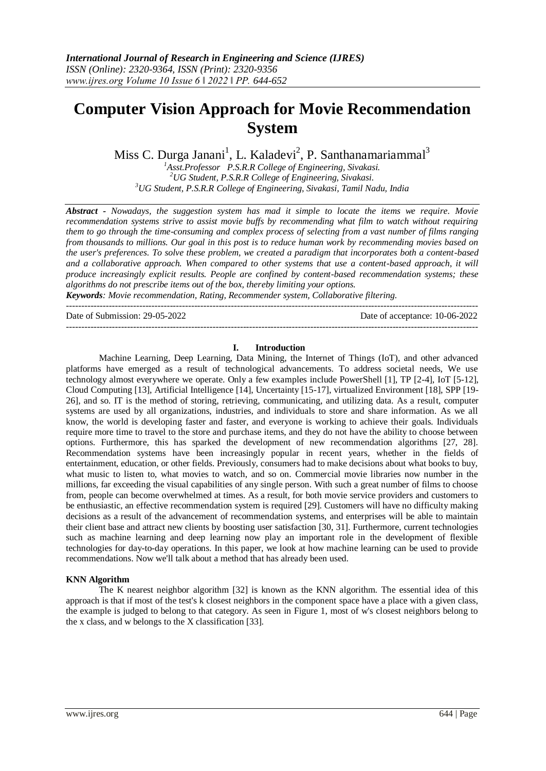*International Journal of Research in Engineering and Science (IJRES)*
*ISSN (Online): 2320-9364, ISSN (Print): 2320-9356*
*www.ijres.org Volume 10 Issue 6 ǁ 2022 ǁ PP. 644-652*

# Computer Vision Approach for Movie Recommendation System

Miss C. Durga Janani[1], L. Kaladevi[2], P. Santhanamariammal[3]

[1]Asst.Professor P.S.R.R College of Engineering, Sivakasi.
[2]UG Student, P.S.R.R College of Engineering, Sivakasi.
[3]UG Student, P.S.R.R College of Engineering, Sivakasi, Tamil Nadu, India

***Abstract -*** *Nowadays, the suggestion system has mad it simple to locate the items we require. Movie recommendation systems strive to assist movie buffs by recommending what film to watch without requiring them to go through the time-consuming and complex process of selecting from a vast number of films ranging from thousands to millions. Our goal in this post is to reduce human work by recommending movies based on the user's preferences. To solve these problem, we created a paradigm that incorporates both a content-based and a collaborative approach. When compared to other systems that use a content-based approach, it will produce increasingly explicit results. People are confined by content-based recommendation systems; these algorithms do not prescribe items out of the box, thereby limiting your options.*

***Keywords****: Movie recommendation, Rating, Recommender system, Collaborative filtering.*

Date of Submission: 29-05-2022 Date of acceptance: 10-06-2022

## I. Introduction

Machine Learning, Deep Learning, Data Mining, the Internet of Things (IoT), and other advanced platforms have emerged as a result of technological advancements. To address societal needs, We use technology almost everywhere we operate. Only a few examples include PowerShell [1], TP [2-4], IoT [5-12], Cloud Computing [13], Artificial Intelligence [14], Uncertainty [15-17], virtualized Environment [18], SPP [19-26], and so. IT is the method of storing, retrieving, communicating, and utilizing data. As a result, computer systems are used by all organizations, industries, and individuals to store and share information. As we all know, the world is developing faster and faster, and everyone is working to achieve their goals. Individuals require more time to travel to the store and purchase items, and they do not have the ability to choose between options. Furthermore, this has sparked the development of new recommendation algorithms [27, 28]. Recommendation systems have been increasingly popular in recent years, whether in the fields of entertainment, education, or other fields. Previously, consumers had to make decisions about what books to buy, what music to listen to, what movies to watch, and so on. Commercial movie libraries now number in the millions, far exceeding the visual capabilities of any single person. With such a great number of films to choose from, people can become overwhelmed at times. As a result, for both movie service providers and customers to be enthusiastic, an effective recommendation system is required [29]. Customers will have no difficulty making decisions as a result of the advancement of recommendation systems, and enterprises will be able to maintain their client base and attract new clients by boosting user satisfaction [30, 31]. Furthermore, current technologies such as machine learning and deep learning now play an important role in the development of flexible technologies for day-to-day operations. In this paper, we look at how machine learning can be used to provide recommendations. Now we'll talk about a method that has already been used.

### KNN Algorithm

The K nearest neighbor algorithm [32] is known as the KNN algorithm. The essential idea of this approach is that if most of the test's k closest neighbors in the component space have a place with a given class, the example is judged to belong to that category. As seen in Figure 1, most of w's closest neighbors belong to the x class, and w belongs to the X classification [33].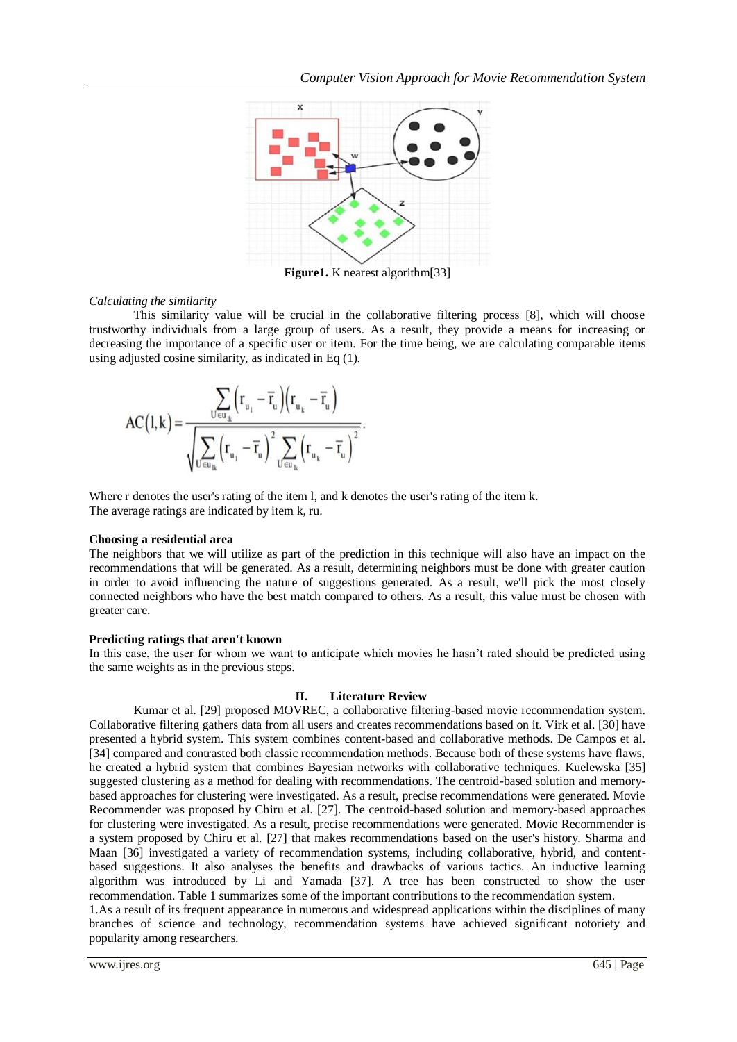**Figure1.** K nearest algorithm[33]

*Calculating the similarity*

This similarity value will be crucial in the collaborative filtering process [8], which will choose trustworthy individuals from a large group of users. As a result, they provide a means for increasing or decreasing the importance of a specific user or item. For the time being, we are calculating comparable items using adjusted cosine similarity, as indicated in Eq (1).

$$AC(l,k) = \frac{\sum_{U \in u_{lk}} \left(r_{u_l} - \bar{r}_u\right)\left(r_{u_k} - \bar{r}_u\right)}{\sqrt{\sum_{U \in u_{lk}} \left(r_{u_l} - \bar{r}_u\right)^2 \sum_{U \in u_{lk}} \left(r_{u_k} - \bar{r}_u\right)^2}}.$$

Where r denotes the user's rating of the item l, and k denotes the user's rating of the item k.
The average ratings are indicated by item k, ru.

**Choosing a residential area**

The neighbors that we will utilize as part of the prediction in this technique will also have an impact on the recommendations that will be generated. As a result, determining neighbors must be done with greater caution in order to avoid influencing the nature of suggestions generated. As a result, we'll pick the most closely connected neighbors who have the best match compared to others. As a result, this value must be chosen with greater care.

**Predicting ratings that aren't known**

In this case, the user for whom we want to anticipate which movies he hasn't rated should be predicted using the same weights as in the previous steps.

## II. Literature Review

Kumar et al. [29] proposed MOVREC, a collaborative filtering-based movie recommendation system. Collaborative filtering gathers data from all users and creates recommendations based on it. Virk et al. [30] have presented a hybrid system. This system combines content-based and collaborative methods. De Campos et al. [34] compared and contrasted both classic recommendation methods. Because both of these systems have flaws, he created a hybrid system that combines Bayesian networks with collaborative techniques. Kuelewska [35] suggested clustering as a method for dealing with recommendations. The centroid-based solution and memory-based approaches for clustering were investigated. As a result, precise recommendations were generated. Movie Recommender was proposed by Chiru et al. [27]. The centroid-based solution and memory-based approaches for clustering were investigated. As a result, precise recommendations were generated. Movie Recommender is a system proposed by Chiru et al. [27] that makes recommendations based on the user's history. Sharma and Maan [36] investigated a variety of recommendation systems, including collaborative, hybrid, and content-based suggestions. It also analyses the benefits and drawbacks of various tactics. An inductive learning algorithm was introduced by Li and Yamada [37]. A tree has been constructed to show the user recommendation. Table 1 summarizes some of the important contributions to the recommendation system.

1.As a result of its frequent appearance in numerous and widespread applications within the disciplines of many branches of science and technology, recommendation systems have achieved significant notoriety and popularity among researchers.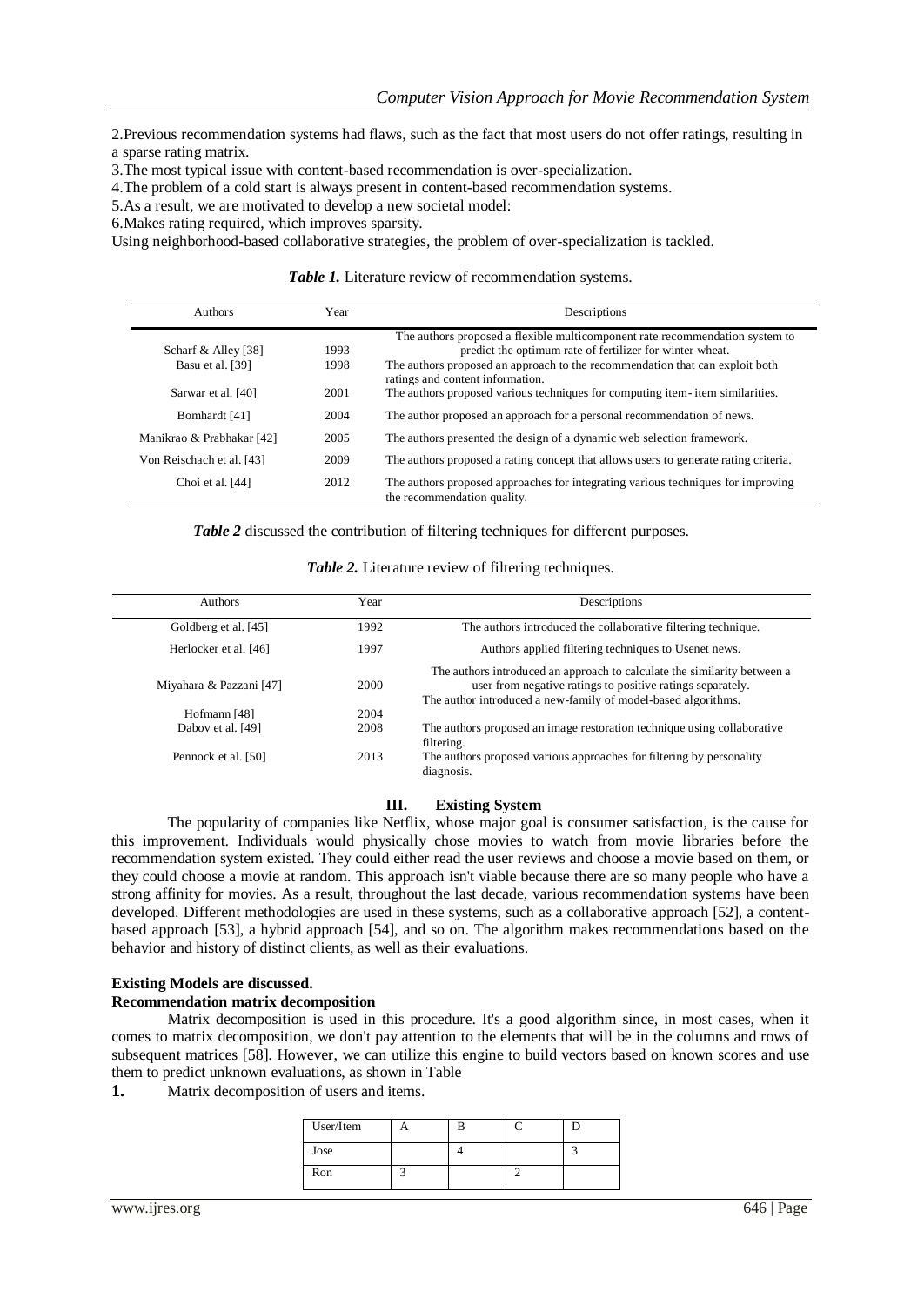2.Previous recommendation systems had flaws, such as the fact that most users do not offer ratings, resulting in a sparse rating matrix.

3.The most typical issue with content-based recommendation is over-specialization.

4.The problem of a cold start is always present in content-based recommendation systems.

5.As a result, we are motivated to develop a new societal model:

6.Makes rating required, which improves sparsity.

Using neighborhood-based collaborative strategies, the problem of over-specialization is tackled.

***Table 1.*** Literature review of recommendation systems.

| Authors | Year | Descriptions |
|---|---|---|
| Scharf & Alley [38] | 1993 | The authors proposed a flexible multicomponent rate recommendation system to predict the optimum rate of fertilizer for winter wheat. |
| Basu et al. [39] | 1998 | The authors proposed an approach to the recommendation that can exploit both ratings and content information. |
| Sarwar et al. [40] | 2001 | The authors proposed various techniques for computing item- item similarities. |
| Bomhardt [41] | 2004 | The author proposed an approach for a personal recommendation of news. |
| Manikrao & Prabhakar [42] | 2005 | The authors presented the design of a dynamic web selection framework. |
| Von Reischach et al. [43] | 2009 | The authors proposed a rating concept that allows users to generate rating criteria. |
| Choi et al. [44] | 2012 | The authors proposed approaches for integrating various techniques for improving the recommendation quality. |

***Table 2*** discussed the contribution of filtering techniques for different purposes.

***Table 2.*** Literature review of filtering techniques.

| Authors | Year | Descriptions |
|---|---|---|
| Goldberg et al. [45] | 1992 | The authors introduced the collaborative filtering technique. |
| Herlocker et al. [46] | 1997 | Authors applied filtering techniques to Usenet news. |
| Miyahara & Pazzani [47] | 2000 | The authors introduced an approach to calculate the similarity between a user from negative ratings to positive ratings separately. |
| Hofmann [48] | 2004 | The author introduced a new-family of model-based algorithms. |
| Dabov et al. [49] | 2008 | The authors proposed an image restoration technique using collaborative filtering. |
| Pennock et al. [50] | 2013 | The authors proposed various approaches for filtering by personality diagnosis. |

## III. Existing System

The popularity of companies like Netflix, whose major goal is consumer satisfaction, is the cause for this improvement. Individuals would physically chose movies to watch from movie libraries before the recommendation system existed. They could either read the user reviews and choose a movie based on them, or they could choose a movie at random. This approach isn't viable because there are so many people who have a strong affinity for movies. As a result, throughout the last decade, various recommendation systems have been developed. Different methodologies are used in these systems, such as a collaborative approach [52], a content-based approach [53], a hybrid approach [54], and so on. The algorithm makes recommendations based on the behavior and history of distinct clients, as well as their evaluations.

**Existing Models are discussed.**

**Recommendation matrix decomposition**

Matrix decomposition is used in this procedure. It's a good algorithm since, in most cases, when it comes to matrix decomposition, we don't pay attention to the elements that will be in the columns and rows of subsequent matrices [58]. However, we can utilize this engine to build vectors based on known scores and use them to predict unknown evaluations, as shown in Table

**1.** Matrix decomposition of users and items.

| User/Item | A | B | C | D |
|---|---|---|---|---|
| Jose | | 4 | | 3 |
| Ron | 3 | | 2 | |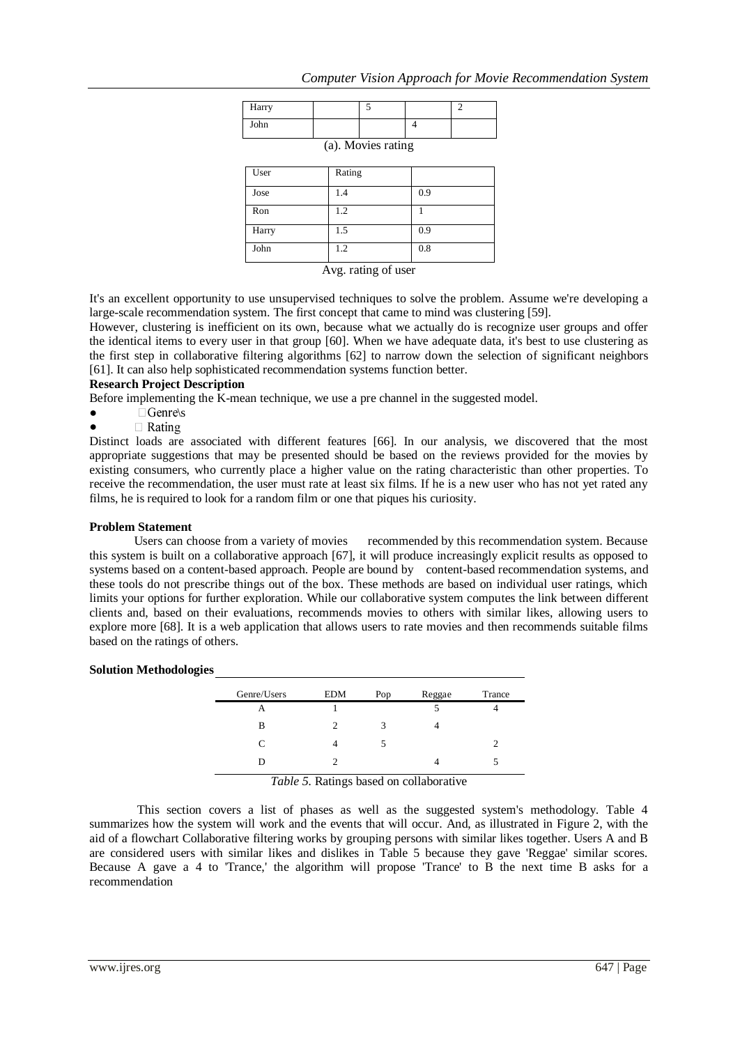| Harry | | 5 | | 2 |
|---|---|---|---|---|
| John | | | 4 | |

(a). Movies rating

| User | Rating | |
|---|---|---|
| Jose | 1.4 | 0.9 |
| Ron | 1.2 | 1 |
| Harry | 1.5 | 0.9 |
| John | 1.2 | 0.8 |

Avg. rating of user

It's an excellent opportunity to use unsupervised techniques to solve the problem. Assume we're developing a large-scale recommendation system. The first concept that came to mind was clustering [59].
However, clustering is inefficient on its own, because what we actually do is recognize user groups and offer the identical items to every user in that group [60]. When we have adequate data, it's best to use clustering as the first step in collaborative filtering algorithms [62] to narrow down the selection of significant neighbors [61]. It can also help sophisticated recommendation systems function better.

**Research Project Description**

Before implementing the K-mean technique, we use a pre channel in the suggested model.

- Genre\s
- Rating

Distinct loads are associated with different features [66]. In our analysis, we discovered that the most appropriate suggestions that may be presented should be based on the reviews provided for the movies by existing consumers, who currently place a higher value on the rating characteristic than other properties. To receive the recommendation, the user must rate at least six films. If he is a new user who has not yet rated any films, he is required to look for a random film or one that piques his curiosity.

**Problem Statement**

Users can choose from a variety of movies recommended by this recommendation system. Because this system is built on a collaborative approach [67], it will produce increasingly explicit results as opposed to systems based on a content-based approach. People are bound by content-based recommendation systems, and these tools do not prescribe things out of the box. These methods are based on individual user ratings, which limits your options for further exploration. While our collaborative system computes the link between different clients and, based on their evaluations, recommends movies to others with similar likes, allowing users to explore more [68]. It is a web application that allows users to rate movies and then recommends suitable films based on the ratings of others.

**Solution Methodologies**

| Genre/Users | EDM | Pop | Reggae | Trance |
|---|---|---|---|---|
| A | 1 | | 5 | 4 |
| B | 2 | 3 | 4 | |
| C | 4 | 5 | | 2 |
| D | 2 | | 4 | 5 |

*Table 5.* Ratings based on collaborative

This section covers a list of phases as well as the suggested system's methodology. Table 4 summarizes how the system will work and the events that will occur. And, as illustrated in Figure 2, with the aid of a flowchart Collaborative filtering works by grouping persons with similar likes together. Users A and B are considered users with similar likes and dislikes in Table 5 because they gave 'Reggae' similar scores. Because A gave a 4 to 'Trance,' the algorithm will propose 'Trance' to B the next time B asks for a recommendation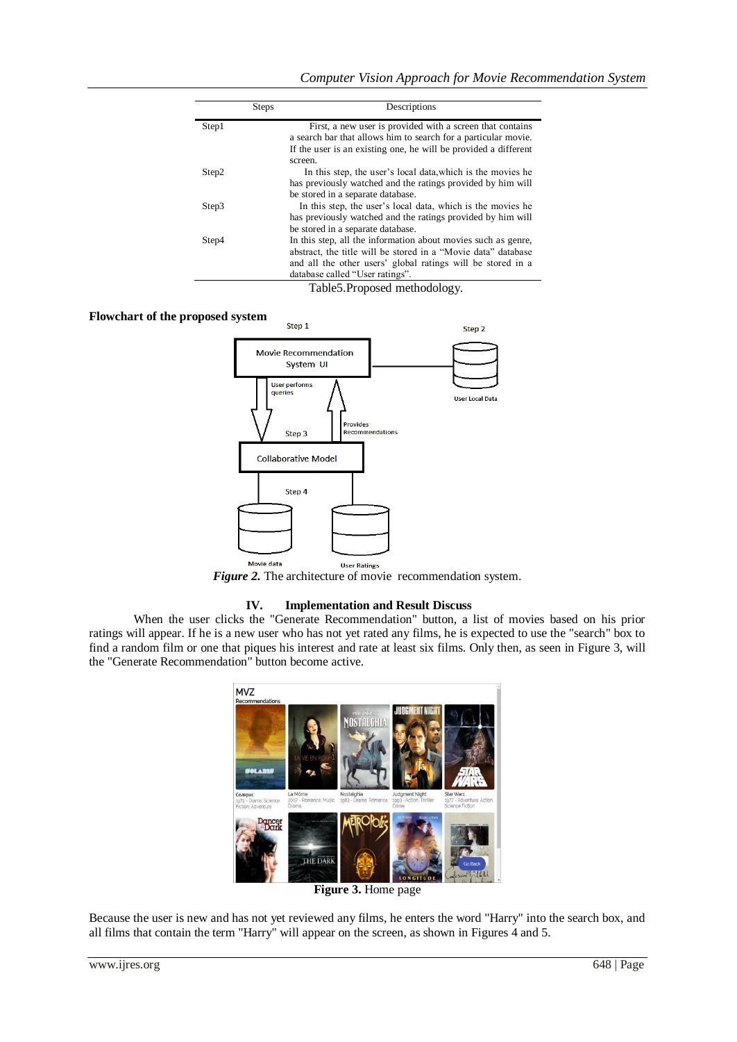| Steps | Descriptions |
|---|---|
| Step1 | First, a new user is provided with a screen that contains a search bar that allows him to search for a particular movie. If the user is an existing one, he will be provided a different screen. |
| Step2 | In this step, the user's local data,which is the movies he has previously watched and the ratings provided by him will be stored in a separate database. |
| Step3 | In this step, the user's local data, which is the movies he has previously watched and the ratings provided by him will be stored in a separate database. |
| Step4 | In this step, all the information about movies such as genre, abstract, the title will be stored in a "Movie data" database and all the other users' global ratings will be stored in a database called "User ratings". |

Table5.Proposed methodology.

**Flowchart of the proposed system**

*Figure 2.* The architecture of movie recommendation system.

## IV. Implementation and Result Discuss

When the user clicks the "Generate Recommendation" button, a list of movies based on his prior ratings will appear. If he is a new user who has not yet rated any films, he is expected to use the "search" box to find a random film or one that piques his interest and rate at least six films. Only then, as seen in Figure 3, will the "Generate Recommendation" button become active.

**Figure 3.** Home page

Because the user is new and has not yet reviewed any films, he enters the word "Harry" into the search box, and all films that contain the term "Harry" will appear on the screen, as shown in Figures 4 and 5.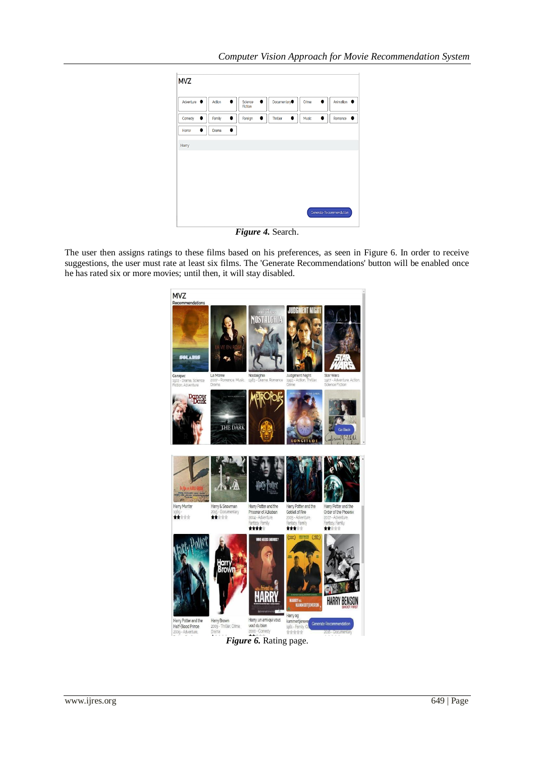*Figure 4.* Search.

The user then assigns ratings to these films based on his preferences, as seen in Figure 6. In order to receive suggestions, the user must rate at least six films. The 'Generate Recommendations' button will be enabled once he has rated six or more movies; until then, it will stay disabled.

*Figure 6.* Rating page.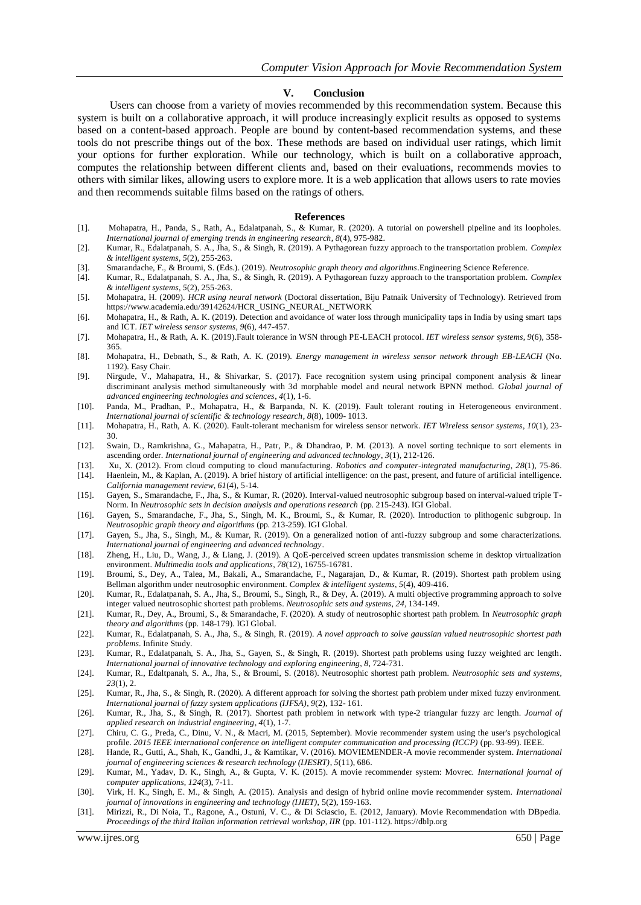## V. Conclusion

Users can choose from a variety of movies recommended by this recommendation system. Because this system is built on a collaborative approach, it will produce increasingly explicit results as opposed to systems based on a content-based approach. People are bound by content-based recommendation systems, and these tools do not prescribe things out of the box. These methods are based on individual user ratings, which limit your options for further exploration. While our technology, which is built on a collaborative approach, computes the relationship between different clients and, based on their evaluations, recommends movies to others with similar likes, allowing users to explore more. It is a web application that allows users to rate movies and then recommends suitable films based on the ratings of others.

## References

[1]. Mohapatra, H., Panda, S., Rath, A., Edalatpanah, S., & Kumar, R. (2020). A tutorial on powershell pipeline and its loopholes. *International journal of emerging trends in engineering research*, *8*(4), 975-982.

[2]. Kumar, R., Edalatpanah, S. A., Jha, S., & Singh, R. (2019). A Pythagorean fuzzy approach to the transportation problem. *Complex & intelligent systems*, *5*(2), 255-263.

[3]. Smarandache, F., & Broumi, S. (Eds.). (2019). *Neutrosophic graph theory and algorithms*.Engineering Science Reference.

[4]. Kumar, R., Edalatpanah, S. A., Jha, S., & Singh, R. (2019). A Pythagorean fuzzy approach to the transportation problem. *Complex & intelligent systems*, *5*(2), 255-263.

[5]. Mohapatra, H. (2009). *HCR using neural network* (Doctoral dissertation, Biju Patnaik University of Technology). Retrieved from https://www.academia.edu/39142624/HCR_USING_NEURAL_NETWORK

[6]. Mohapatra, H., & Rath, A. K. (2019). Detection and avoidance of water loss through municipality taps in India by using smart taps and ICT. *IET wireless sensor systems*, *9*(6), 447-457.

[7]. Mohapatra, H., & Rath, A. K. (2019).Fault tolerance in WSN through PE-LEACH protocol. *IET wireless sensor systems*, *9*(6), 358-365.

[8]. Mohapatra, H., Debnath, S., & Rath, A. K. (2019). *Energy management in wireless sensor network through EB-LEACH* (No. 1192). Easy Chair.

[9]. Nirgude, V., Mahapatra, H., & Shivarkar, S. (2017). Face recognition system using principal component analysis & linear discriminant analysis method simultaneously with 3d morphable model and neural network BPNN method. *Global journal of advanced engineering technologies and sciences*, *4*(1), 1-6.

[10]. Panda, M., Pradhan, P., Mohapatra, H., & Barpanda, N. K. (2019). Fault tolerant routing in Heterogeneous environment. *International journal of scientific & technology research*, *8*(8), 1009- 1013.

[11]. Mohapatra, H., Rath, A. K. (2020). Fault-tolerant mechanism for wireless sensor network. *IET Wireless sensor systems*, *10*(1), 23-30.

[12]. Swain, D., Ramkrishna, G., Mahapatra, H., Patr, P., & Dhandrao, P. M. (2013). A novel sorting technique to sort elements in ascending order. *International journal of engineering and advanced technology*, *3*(1), 212-126.

[13]. Xu, X. (2012). From cloud computing to cloud manufacturing. *Robotics and computer-integrated manufacturing*, *28*(1), 75-86.

[14]. Haenlein, M., & Kaplan, A. (2019). A brief history of artificial intelligence: on the past, present, and future of artificial intelligence. *California management review*, *61*(4), 5-14.

[15]. Gayen, S., Smarandache, F., Jha, S., & Kumar, R. (2020). Interval-valued neutrosophic subgroup based on interval-valued triple T-Norm. In *Neutrosophic sets in decision analysis and operations research* (pp. 215-243). IGI Global.

[16]. Gayen, S., Smarandache, F., Jha, S., Singh, M. K., Broumi, S., & Kumar, R. (2020). Introduction to plithogenic subgroup. In *Neutrosophic graph theory and algorithms* (pp. 213-259). IGI Global.

[17]. Gayen, S., Jha, S., Singh, M., & Kumar, R. (2019). On a generalized notion of anti-fuzzy subgroup and some characterizations. *International journal of engineering and advanced technology*.

[18]. Zheng, H., Liu, D., Wang, J., & Liang, J. (2019). A QoE-perceived screen updates transmission scheme in desktop virtualization environment. *Multimedia tools and applications*, *78*(12), 16755-16781.

[19]. Broumi, S., Dey, A., Talea, M., Bakali, A., Smarandache, F., Nagarajan, D., & Kumar, R. (2019). Shortest path problem using Bellman algorithm under neutrosophic environment. *Complex & intelligent systems*, *5*(4), 409-416.

[20]. Kumar, R., Edalatpanah, S. A., Jha, S., Broumi, S., Singh, R., & Dey, A. (2019). A multi objective programming approach to solve integer valued neutrosophic shortest path problems. *Neutrosophic sets and systems*, *24*, 134-149.

[21]. Kumar, R., Dey, A., Broumi, S., & Smarandache, F. (2020). A study of neutrosophic shortest path problem. In *Neutrosophic graph theory and algorithms* (pp. 148-179). IGI Global.

[22]. Kumar, R., Edalatpanah, S. A., Jha, S., & Singh, R. (2019). *A novel approach to solve gaussian valued neutrosophic shortest path problems*. Infinite Study.

[23]. Kumar, R., Edalatpanah, S. A., Jha, S., Gayen, S., & Singh, R. (2019). Shortest path problems using fuzzy weighted arc length. *International journal of innovative technology and exploring engineering*, *8*, 724-731.

[24]. Kumar, R., Edaltpanah, S. A., Jha, S., & Broumi, S. (2018). Neutrosophic shortest path problem. *Neutrosophic sets and systems*, *23*(1), 2.

[25]. Kumar, R., Jha, S., & Singh, R. (2020). A different approach for solving the shortest path problem under mixed fuzzy environment. *International journal of fuzzy system applications (IJFSA)*, *9*(2), 132- 161.

[26]. Kumar, R., Jha, S., & Singh, R. (2017). Shortest path problem in network with type-2 triangular fuzzy arc length. *Journal of applied research on industrial engineering*, *4*(1), 1-7.

[27]. Chiru, C. G., Preda, C., Dinu, V. N., & Macri, M. (2015, September). Movie recommender system using the user's psychological profile. *2015 IEEE international conference on intelligent computer communication and processing (ICCP)* (pp. 93-99). IEEE.

[28]. Hande, R., Gutti, A., Shah, K., Gandhi, J., & Kamtikar, V. (2016). MOVIEMENDER-A movie recommender system. *International journal of engineering sciences & research technology (IJESRT)*, *5*(11), 686.

[29]. Kumar, M., Yadav, D. K., Singh, A., & Gupta, V. K. (2015). A movie recommender system: Movrec. *International journal of computer applications*, *124*(3), 7-11.

[30]. Virk, H. K., Singh, E. M., & Singh, A. (2015). Analysis and design of hybrid online movie recommender system. *International journal of innovations in engineering and technology (IJIET)*, 5(2), 159-163.

[31]. Mirizzi, R., Di Noia, T., Ragone, A., Ostuni, V. C., & Di Sciascio, E. (2012, January). Movie Recommendation with DBpedia. *Proceedings of the third Italian information retrieval workshop, IIR* (pp. 101-112). https://dblp.org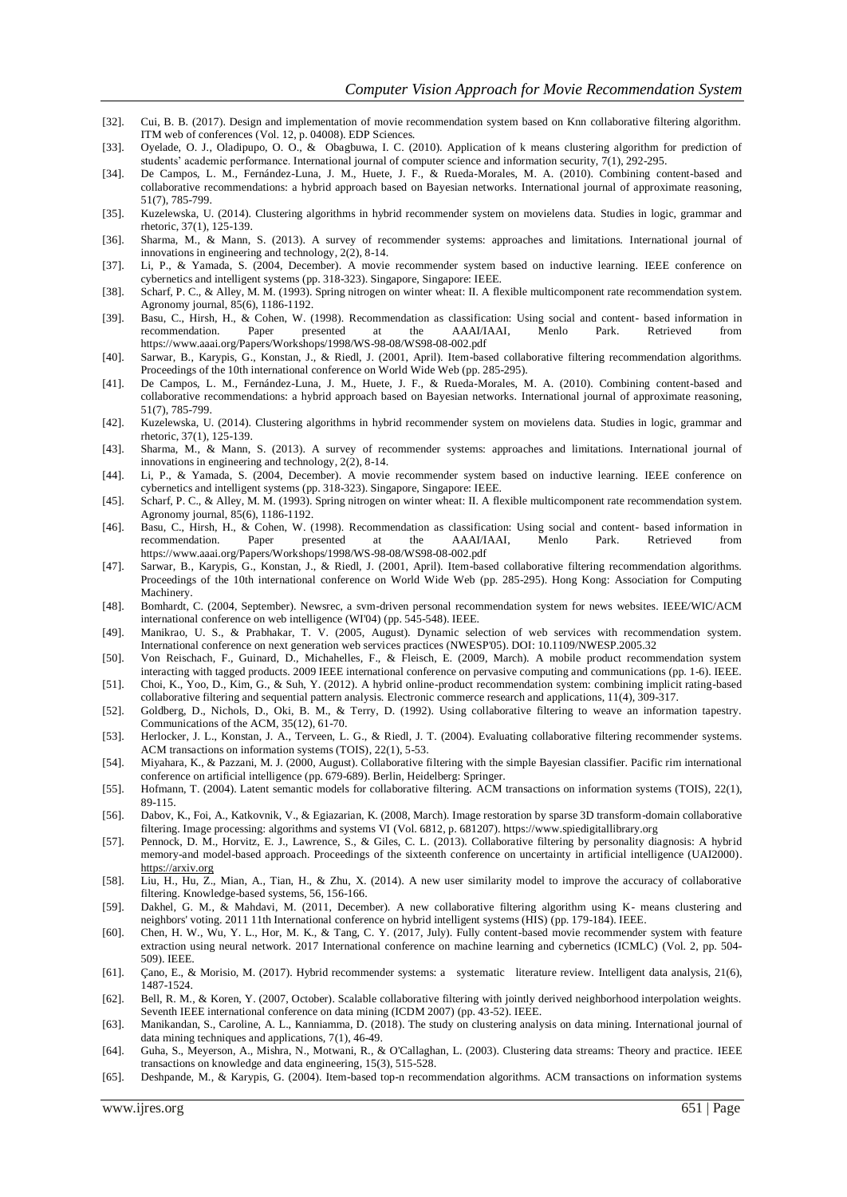[32]. Cui, B. B. (2017). Design and implementation of movie recommendation system based on Knn collaborative filtering algorithm. ITM web of conferences (Vol. 12, p. 04008). EDP Sciences.

[33]. Oyelade, O. J., Oladipupo, O. O., & Obagbuwa, I. C. (2010). Application of k means clustering algorithm for prediction of students' academic performance. International journal of computer science and information security, 7(1), 292-295.

[34]. De Campos, L. M., Fernández-Luna, J. M., Huete, J. F., & Rueda-Morales, M. A. (2010). Combining content-based and collaborative recommendations: a hybrid approach based on Bayesian networks. International journal of approximate reasoning, 51(7), 785-799.

[35]. Kuzelewska, U. (2014). Clustering algorithms in hybrid recommender system on movielens data. Studies in logic, grammar and rhetoric, 37(1), 125-139.

[36]. Sharma, M., & Mann, S. (2013). A survey of recommender systems: approaches and limitations. International journal of innovations in engineering and technology, 2(2), 8-14.

[37]. Li, P., & Yamada, S. (2004, December). A movie recommender system based on inductive learning. IEEE conference on cybernetics and intelligent systems (pp. 318-323). Singapore, Singapore: IEEE.

[38]. Scharf, P. C., & Alley, M. M. (1993). Spring nitrogen on winter wheat: II. A flexible multicomponent rate recommendation system. Agronomy journal, 85(6), 1186-1192.

[39]. Basu, C., Hirsh, H., & Cohen, W. (1998). Recommendation as classification: Using social and content- based information in recommendation. Paper presented at the AAAI/IAAI, Menlo Park. Retrieved from https://www.aaai.org/Papers/Workshops/1998/WS-98-08/WS98-08-002.pdf

[40]. Sarwar, B., Karypis, G., Konstan, J., & Riedl, J. (2001, April). Item-based collaborative filtering recommendation algorithms. Proceedings of the 10th international conference on World Wide Web (pp. 285-295).

[41]. De Campos, L. M., Fernández-Luna, J. M., Huete, J. F., & Rueda-Morales, M. A. (2010). Combining content-based and collaborative recommendations: a hybrid approach based on Bayesian networks. International journal of approximate reasoning, 51(7), 785-799.

[42]. Kuzelewska, U. (2014). Clustering algorithms in hybrid recommender system on movielens data. Studies in logic, grammar and rhetoric, 37(1), 125-139.

[43]. Sharma, M., & Mann, S. (2013). A survey of recommender systems: approaches and limitations. International journal of innovations in engineering and technology, 2(2), 8-14.

[44]. Li, P., & Yamada, S. (2004, December). A movie recommender system based on inductive learning. IEEE conference on cybernetics and intelligent systems (pp. 318-323). Singapore, Singapore: IEEE.

[45]. Scharf, P. C., & Alley, M. M. (1993). Spring nitrogen on winter wheat: II. A flexible multicomponent rate recommendation system. Agronomy journal, 85(6), 1186-1192.

[46]. Basu, C., Hirsh, H., & Cohen, W. (1998). Recommendation as classification: Using social and content- based information in recommendation. Paper presented at the AAAI/IAAI, Menlo Park. Retrieved from https://www.aaai.org/Papers/Workshops/1998/WS-98-08/WS98-08-002.pdf

[47]. Sarwar, B., Karypis, G., Konstan, J., & Riedl, J. (2001, April). Item-based collaborative filtering recommendation algorithms. Proceedings of the 10th international conference on World Wide Web (pp. 285-295). Hong Kong: Association for Computing Machinery.

[48]. Bomhardt, C. (2004, September). Newsrec, a svm-driven personal recommendation system for news websites. IEEE/WIC/ACM international conference on web intelligence (WI'04) (pp. 545-548). IEEE.

[49]. Manikrao, U. S., & Prabhakar, T. V. (2005, August). Dynamic selection of web services with recommendation system. International conference on next generation web services practices (NWESP'05). DOI: 10.1109/NWESP.2005.32

[50]. Von Reischach, F., Guinard, D., Michahelles, F., & Fleisch, E. (2009, March). A mobile product recommendation system interacting with tagged products. 2009 IEEE international conference on pervasive computing and communications (pp. 1-6). IEEE.

[51]. Choi, K., Yoo, D., Kim, G., & Suh, Y. (2012). A hybrid online-product recommendation system: combining implicit rating-based collaborative filtering and sequential pattern analysis. Electronic commerce research and applications, 11(4), 309-317.

[52]. Goldberg, D., Nichols, D., Oki, B. M., & Terry, D. (1992). Using collaborative filtering to weave an information tapestry. Communications of the ACM, 35(12), 61-70.

[53]. Herlocker, J. L., Konstan, J. A., Terveen, L. G., & Riedl, J. T. (2004). Evaluating collaborative filtering recommender systems. ACM transactions on information systems (TOIS), 22(1), 5-53.

[54]. Miyahara, K., & Pazzani, M. J. (2000, August). Collaborative filtering with the simple Bayesian classifier. Pacific rim international conference on artificial intelligence (pp. 679-689). Berlin, Heidelberg: Springer.

[55]. Hofmann, T. (2004). Latent semantic models for collaborative filtering. ACM transactions on information systems (TOIS), 22(1), 89-115.

[56]. Dabov, K., Foi, A., Katkovnik, V., & Egiazarian, K. (2008, March). Image restoration by sparse 3D transform-domain collaborative filtering. Image processing: algorithms and systems VI (Vol. 6812, p. 681207). https://www.spiedigitallibrary.org

[57]. Pennock, D. M., Horvitz, E. J., Lawrence, S., & Giles, C. L. (2013). Collaborative filtering by personality diagnosis: A hybrid memory-and model-based approach. Proceedings of the sixteenth conference on uncertainty in artificial intelligence (UAI2000). https://arxiv.org

[58]. Liu, H., Hu, Z., Mian, A., Tian, H., & Zhu, X. (2014). A new user similarity model to improve the accuracy of collaborative filtering. Knowledge-based systems, 56, 156-166.

[59]. Dakhel, G. M., & Mahdavi, M. (2011, December). A new collaborative filtering algorithm using K- means clustering and neighbors' voting. 2011 11th International conference on hybrid intelligent systems (HIS) (pp. 179-184). IEEE.

[60]. Chen, H. W., Wu, Y. L., Hor, M. K., & Tang, C. Y. (2017, July). Fully content-based movie recommender system with feature extraction using neural network. 2017 International conference on machine learning and cybernetics (ICMLC) (Vol. 2, pp. 504-509). IEEE.

[61]. Çano, E., & Morisio, M. (2017). Hybrid recommender systems: a systematic literature review. Intelligent data analysis, 21(6), 1487-1524.

[62]. Bell, R. M., & Koren, Y. (2007, October). Scalable collaborative filtering with jointly derived neighborhood interpolation weights. Seventh IEEE international conference on data mining (ICDM 2007) (pp. 43-52). IEEE.

[63]. Manikandan, S., Caroline, A. L., Kanniamma, D. (2018). The study on clustering analysis on data mining. International journal of data mining techniques and applications, 7(1), 46-49.

[64]. Guha, S., Meyerson, A., Mishra, N., Motwani, R., & O'Callaghan, L. (2003). Clustering data streams: Theory and practice. IEEE transactions on knowledge and data engineering, 15(3), 515-528.

[65]. Deshpande, M., & Karypis, G. (2004). Item-based top-n recommendation algorithms. ACM transactions on information systems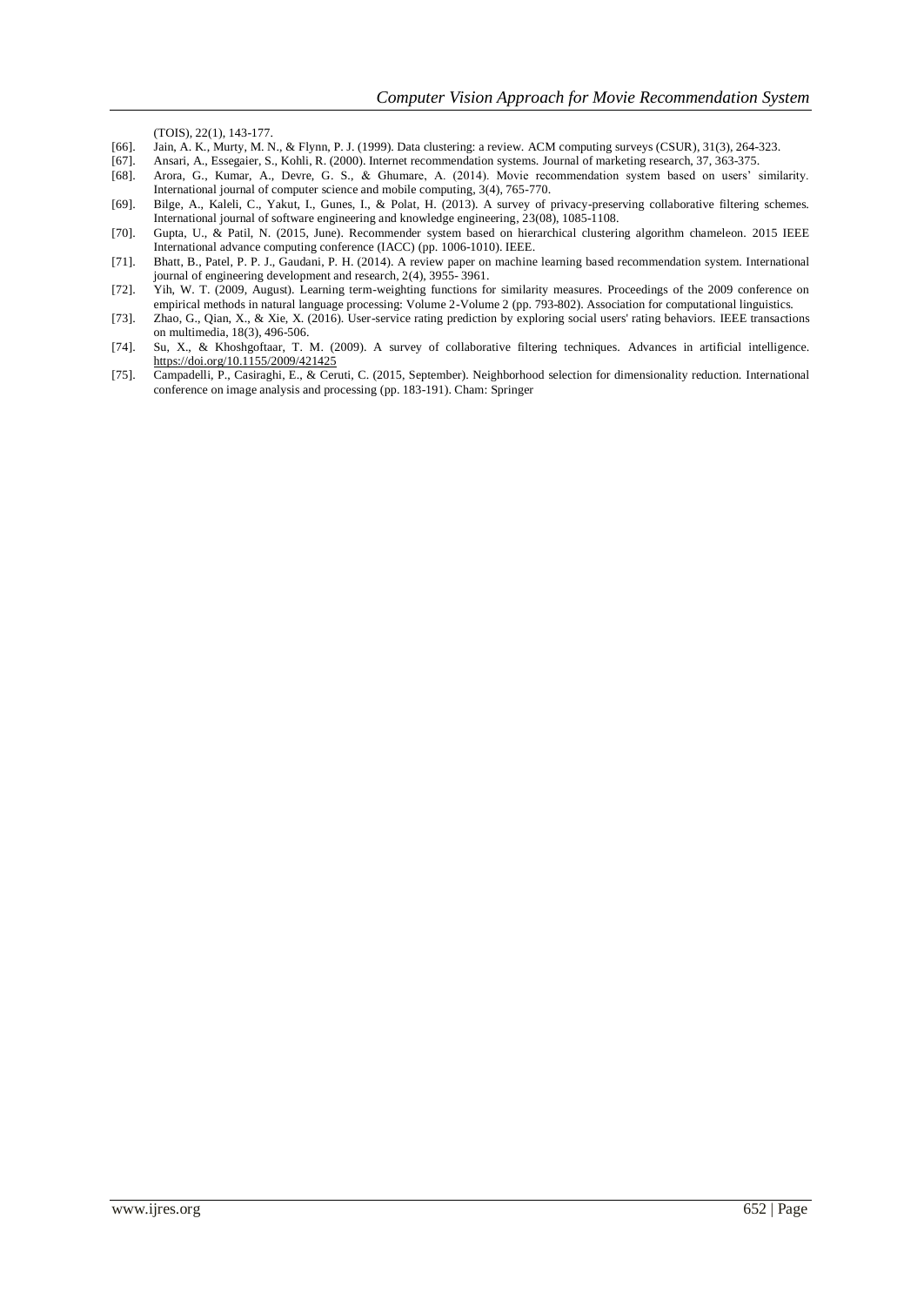(TOIS), 22(1), 143-177.

[66]. Jain, A. K., Murty, M. N., & Flynn, P. J. (1999). Data clustering: a review. ACM computing surveys (CSUR), 31(3), 264-323.

[67]. Ansari, A., Essegaier, S., Kohli, R. (2000). Internet recommendation systems. Journal of marketing research, 37, 363-375.

[68]. Arora, G., Kumar, A., Devre, G. S., & Ghumare, A. (2014). Movie recommendation system based on users' similarity. International journal of computer science and mobile computing, 3(4), 765-770.

[69]. Bilge, A., Kaleli, C., Yakut, I., Gunes, I., & Polat, H. (2013). A survey of privacy-preserving collaborative filtering schemes. International journal of software engineering and knowledge engineering, 23(08), 1085-1108.

[70]. Gupta, U., & Patil, N. (2015, June). Recommender system based on hierarchical clustering algorithm chameleon. 2015 IEEE International advance computing conference (IACC) (pp. 1006-1010). IEEE.

[71]. Bhatt, B., Patel, P. P. J., Gaudani, P. H. (2014). A review paper on machine learning based recommendation system. International journal of engineering development and research, 2(4), 3955- 3961.

[72]. Yih, W. T. (2009, August). Learning term-weighting functions for similarity measures. Proceedings of the 2009 conference on empirical methods in natural language processing: Volume 2-Volume 2 (pp. 793-802). Association for computational linguistics.

[73]. Zhao, G., Qian, X., & Xie, X. (2016). User-service rating prediction by exploring social users' rating behaviors. IEEE transactions on multimedia, 18(3), 496-506.

[74]. Su, X., & Khoshgoftaar, T. M. (2009). A survey of collaborative filtering techniques. Advances in artificial intelligence. https://doi.org/10.1155/2009/421425

[75]. Campadelli, P., Casiraghi, E., & Ceruti, C. (2015, September). Neighborhood selection for dimensionality reduction. International conference on image analysis and processing (pp. 183-191). Cham: Springer